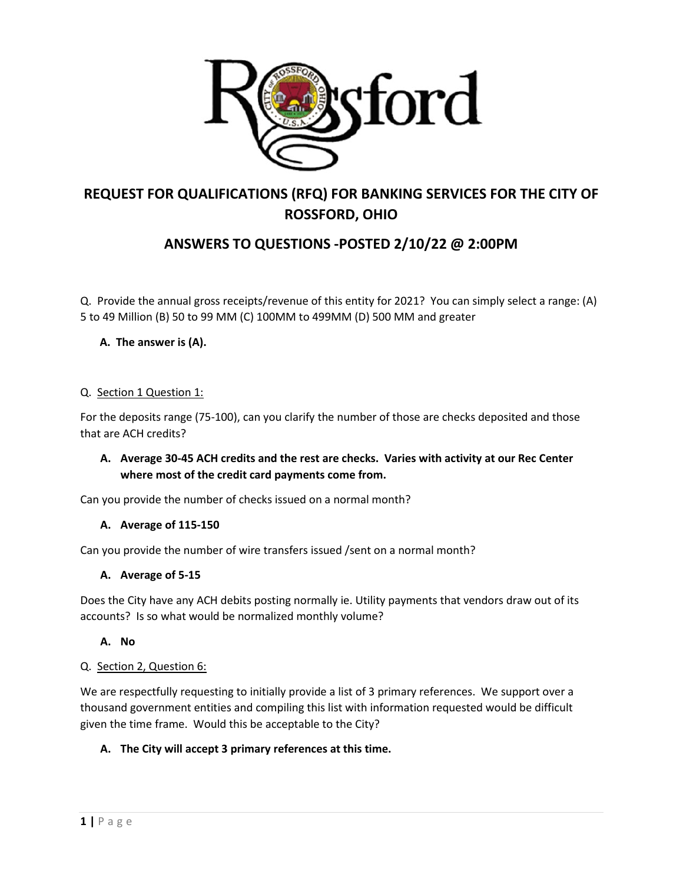# REQUEST FOR QUALIFICATIONS (RFQ) FOR BANKING SERVICES FOR THE CITY OF ROSSFORD, OHIO

## ANSWERS TO QUESTIONS -POSTED 2/10/22 @ 2:00PM

Q. Provide the annual gross receipts/revenue of this entity for 2021? You can simply select a range: (A) 5 to 49 Million (B) 50 to 99 MM (C) 100MM to 499MM (D) 500 MM and greater

**A. The answer is (A).**

Q. Section 1 Question 1:

For the deposits range (75-100), can you clarify the number of those are checks deposited and those that are ACH credits?

**A. Average 30-45 ACH credits and the rest are checks. Varies with activity at our Rec Center where most of the credit card payments come from.**

Can you provide the number of checks issued on a normal month?

**A. Average of 115-150**

Can you provide the number of wire transfers issued /sent on a normal month?

**A. Average of 5-15**

Does the City have any ACH debits posting normally ie. Utility payments that vendors draw out of its accounts? Is so what would be normalized monthly volume?

**A. No**

Q. Section 2, Question 6:

We are respectfully requesting to initially provide a list of 3 primary references. We support over a thousand government entities and compiling this list with information requested would be difficult given the time frame. Would this be acceptable to the City?

**A. The City will accept 3 primary references at this time.**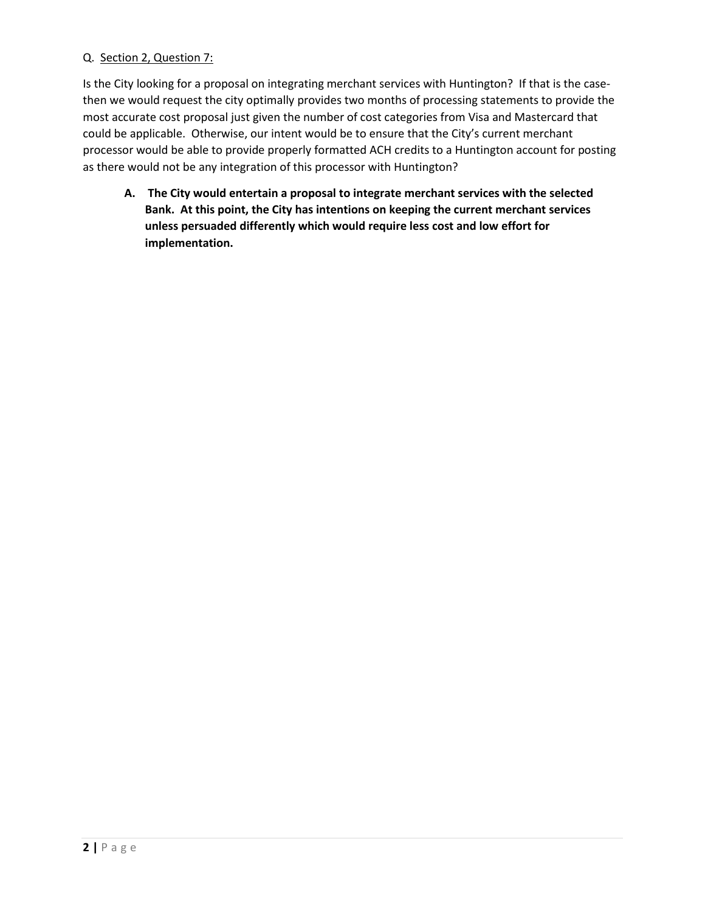Q. Section 2, Question 7:

Is the City looking for a proposal on integrating merchant services with Huntington? If that is the case-then we would request the city optimally provides two months of processing statements to provide the most accurate cost proposal just given the number of cost categories from Visa and Mastercard that could be applicable. Otherwise, our intent would be to ensure that the City's current merchant processor would be able to provide properly formatted ACH credits to a Huntington account for posting as there would not be any integration of this processor with Huntington?

**A. The City would entertain a proposal to integrate merchant services with the selected Bank. At this point, the City has intentions on keeping the current merchant services unless persuaded differently which would require less cost and low effort for implementation.**